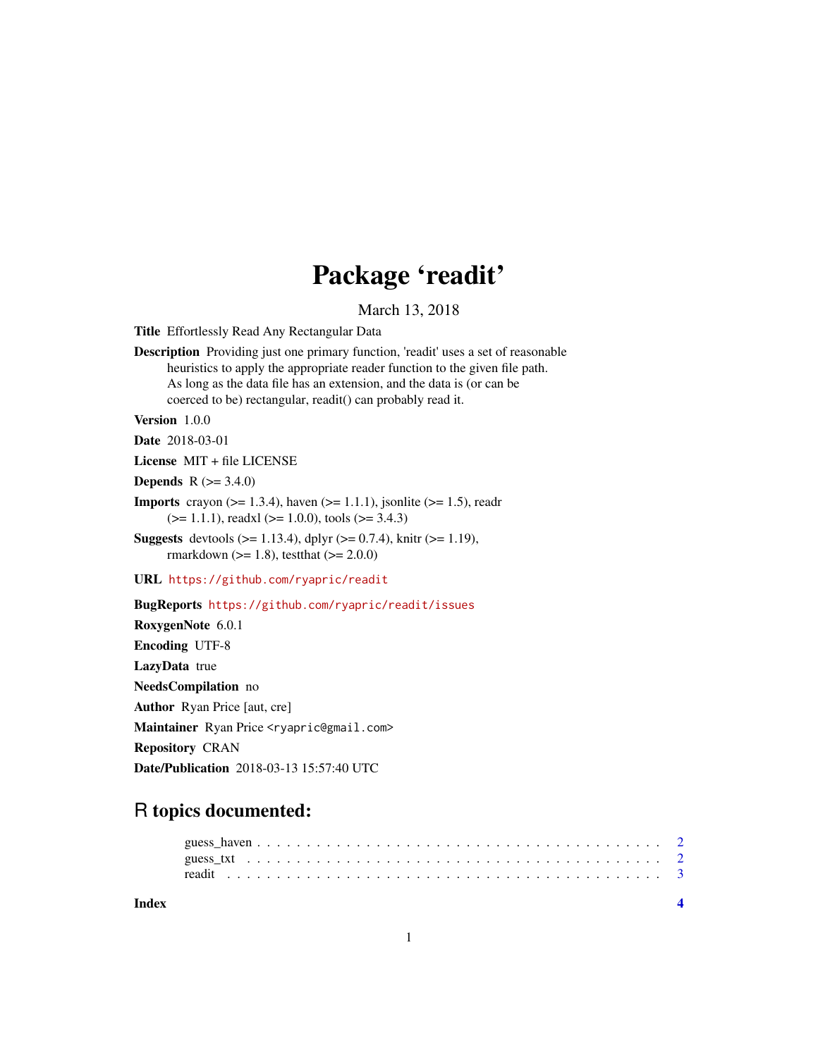# Package 'readit'

March 13, 2018

**Title** Effortlessly Read Any Rectangular Data

**Description** Providing just one primary function, 'readit' uses a set of reasonable heuristics to apply the appropriate reader function to the given file path. As long as the data file has an extension, and the data is (or can be coerced to be) rectangular, readit() can probably read it.

**Version** 1.0.0

**Date** 2018-03-01

**License** MIT + file LICENSE

**Depends** R (>= 3.4.0)

**Imports** crayon (>= 1.3.4), haven (>= 1.1.1), jsonlite (>= 1.5), readr (>= 1.1.1), readxl (>= 1.0.0), tools (>= 3.4.3)

**Suggests** devtools (>= 1.13.4), dplyr (>= 0.7.4), knitr (>= 1.19), rmarkdown (>= 1.8), testthat (>= 2.0.0)

**URL** https://github.com/ryapric/readit

**BugReports** https://github.com/ryapric/readit/issues

**RoxygenNote** 6.0.1

**Encoding** UTF-8

**LazyData** true

**NeedsCompilation** no

**Author** Ryan Price [aut, cre]

**Maintainer** Ryan Price <ryapric@gmail.com>

**Repository** CRAN

**Date/Publication** 2018-03-13 15:57:40 UTC

## R topics documented:

guess_haven . . . . . . . . . . . . . . . . . . . . . . . . . . . . . . . . . . . . . . . 2
guess_txt . . . . . . . . . . . . . . . . . . . . . . . . . . . . . . . . . . . . . . . . 2
readit . . . . . . . . . . . . . . . . . . . . . . . . . . . . . . . . . . . . . . . . . . 3

**Index** **4**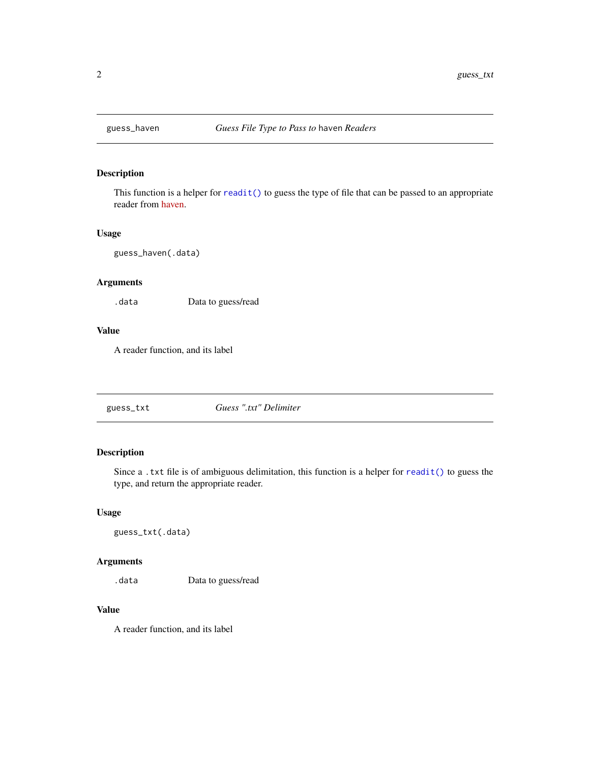## guess_haven — *Guess File Type to Pass to* haven *Readers*

### Description

This function is a helper for `readit()` to guess the type of file that can be passed to an appropriate reader from haven.

### Usage

```
guess_haven(.data)
```

### Arguments

| | |
|---|---|
| `.data` | Data to guess/read |

### Value

A reader function, and its label

## guess_txt — *Guess ".txt" Delimiter*

### Description

Since a `.txt` file is of ambiguous delimitation, this function is a helper for `readit()` to guess the type, and return the appropriate reader.

### Usage

```
guess_txt(.data)
```

### Arguments

| | |
|---|---|
| `.data` | Data to guess/read |

### Value

A reader function, and its label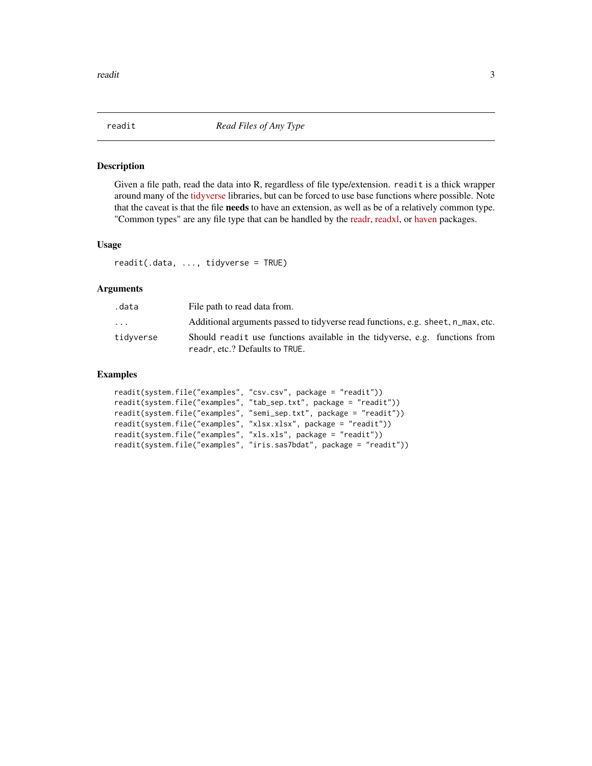# readit — *Read Files of Any Type*

## Description

Given a file path, read the data into R, regardless of file type/extension. `readit` is a thick wrapper around many of the tidyverse libraries, but can be forced to use base functions where possible. Note that the caveat is that the file **needs** to have an extension, as well as be of a relatively common type. "Common types" are any file type that can be handled by the readr, readxl, or haven packages.

## Usage

```
readit(.data, ..., tidyverse = TRUE)
```

## Arguments

| | |
|---|---|
| `.data` | File path to read data from. |
| `...` | Additional arguments passed to tidyverse read functions, e.g. `sheet`, `n_max`, etc. |
| `tidyverse` | Should `readit` use functions available in the tidyverse, e.g. functions from `readr`, etc.? Defaults to `TRUE`. |

## Examples

```
readit(system.file("examples", "csv.csv", package = "readit"))
readit(system.file("examples", "tab_sep.txt", package = "readit"))
readit(system.file("examples", "semi_sep.txt", package = "readit"))
readit(system.file("examples", "xlsx.xlsx", package = "readit"))
readit(system.file("examples", "xls.xls", package = "readit"))
readit(system.file("examples", "iris.sas7bdat", package = "readit"))
```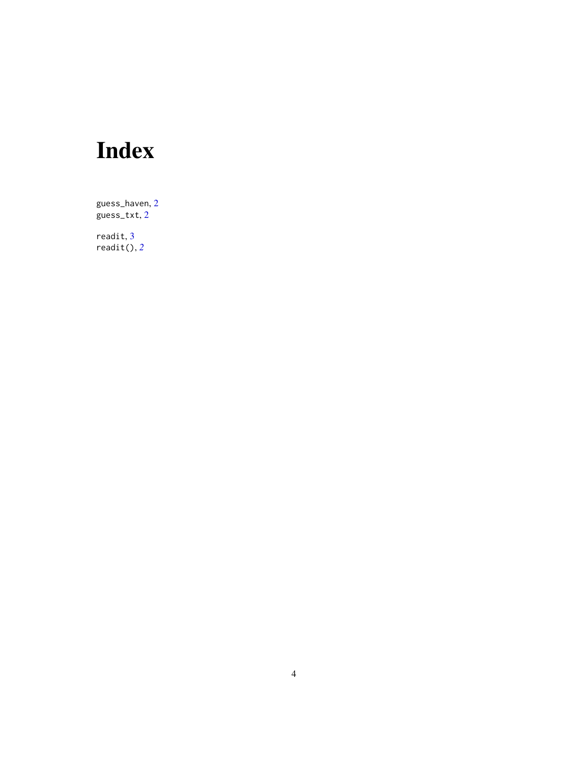# Index

guess_haven, 2
guess_txt, 2

readit, 3
readit(), *2*